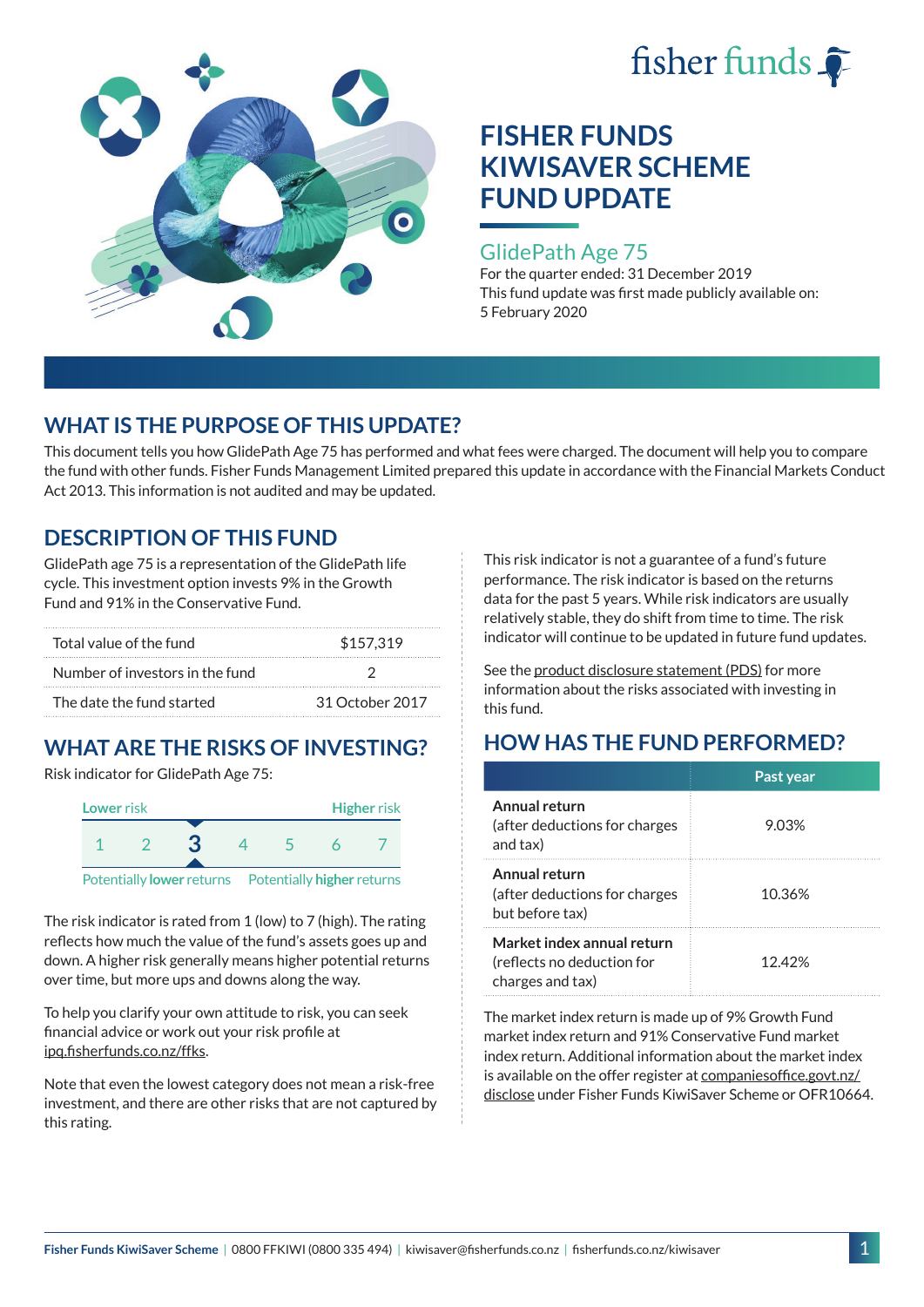fisher funds

# FISHER FUNDS KIWISAVER SCHEME FUND UPDATE

## GlidePath Age 75

For the quarter ended: 31 December 2019

This fund update was first made publicly available on: 5 February 2020

## WHAT IS THE PURPOSE OF THIS UPDATE?

This document tells you how GlidePath Age 75 has performed and what fees were charged. The document will help you to compare the fund with other funds. Fisher Funds Management Limited prepared this update in accordance with the Financial Markets Conduct Act 2013. This information is not audited and may be updated.

## DESCRIPTION OF THIS FUND

GlidePath age 75 is a representation of the GlidePath life cycle. This investment option invests 9% in the Growth Fund and 91% in the Conservative Fund.

| | |
|---|---|
| Total value of the fund | $157,319 |
| Number of investors in the fund | 2 |
| The date the fund started | 31 October 2017 |

## WHAT ARE THE RISKS OF INVESTING?

Risk indicator for GlidePath Age 75:

| Lower risk | | | | | | Higher risk |
|---|---|---|---|---|---|---|
| 1 | 2 | **3** | 4 | 5 | 6 | 7 |
| Potentially **lower** returns | | | | | | Potentially **higher** returns |

The risk indicator is rated from 1 (low) to 7 (high). The rating reflects how much the value of the fund's assets goes up and down. A higher risk generally means higher potential returns over time, but more ups and downs along the way.

To help you clarify your own attitude to risk, you can seek financial advice or work out your risk profile at ipq.fisherfunds.co.nz/ffks.

Note that even the lowest category does not mean a risk-free investment, and there are other risks that are not captured by this rating.

This risk indicator is not a guarantee of a fund's future performance. The risk indicator is based on the returns data for the past 5 years. While risk indicators are usually relatively stable, they do shift from time to time. The risk indicator will continue to be updated in future fund updates.

See the product disclosure statement (PDS) for more information about the risks associated with investing in this fund.

## HOW HAS THE FUND PERFORMED?

| | Past year |
|---|---|
| **Annual return** (after deductions for charges and tax) | 9.03% |
| **Annual return** (after deductions for charges but before tax) | 10.36% |
| **Market index annual return** (reflects no deduction for charges and tax) | 12.42% |

The market index return is made up of 9% Growth Fund market index return and 91% Conservative Fund market index return. Additional information about the market index is available on the offer register at companiesoffice.govt.nz/disclose under Fisher Funds KiwiSaver Scheme or OFR10664.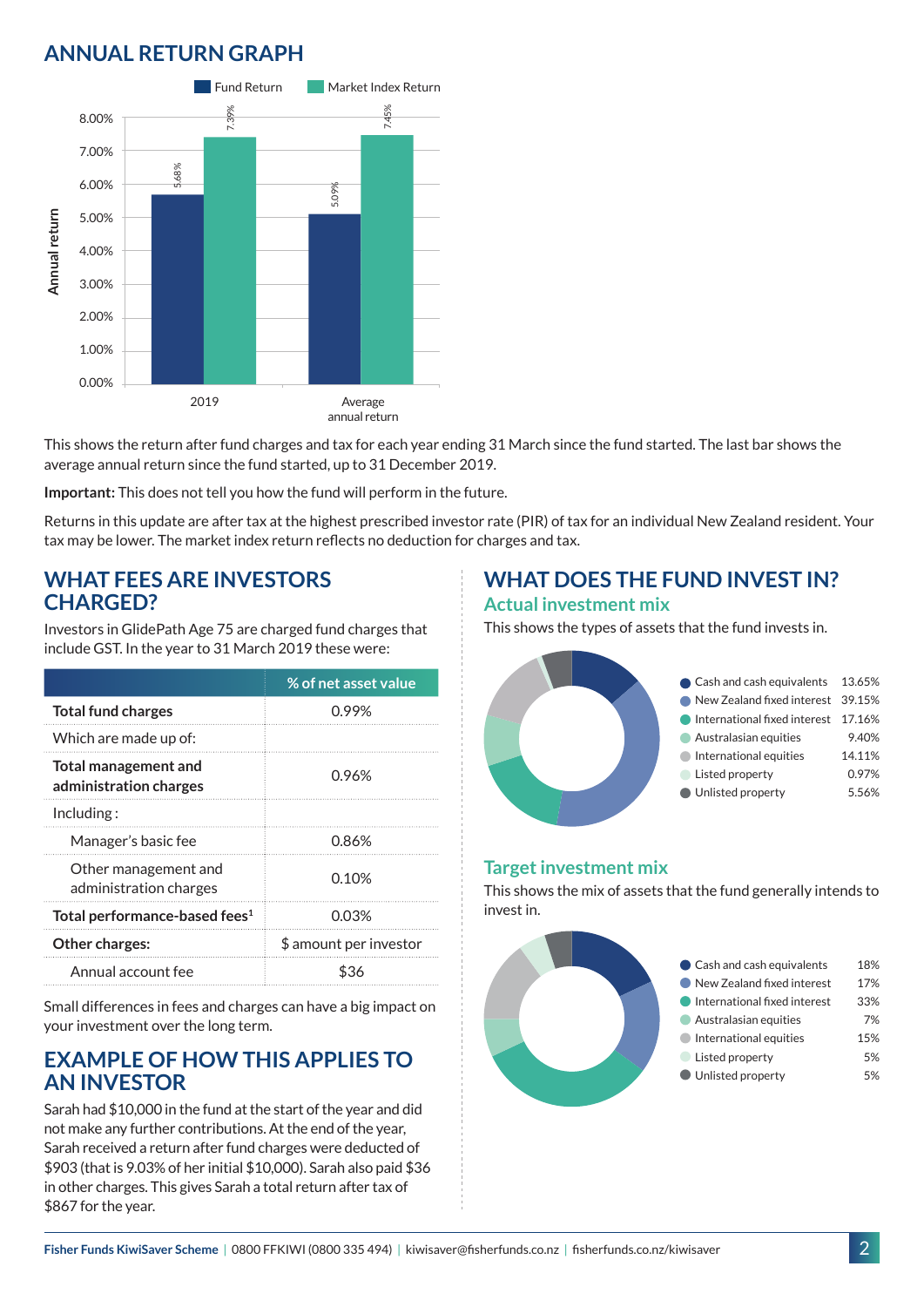## ANNUAL RETURN GRAPH

| | Fund Return | Market Index Return |
|---|---|---|
| 2019 | 5.68% | 7.39% |
| Average annual return | 5.09% | 7.45% |

This shows the return after fund charges and tax for each year ending 31 March since the fund started. The last bar shows the average annual return since the fund started, up to 31 December 2019.

**Important:** This does not tell you how the fund will perform in the future.

Returns in this update are after tax at the highest prescribed investor rate (PIR) of tax for an individual New Zealand resident. Your tax may be lower. The market index return reflects no deduction for charges and tax.

## WHAT FEES ARE INVESTORS CHARGED?

Investors in GlidePath Age 75 are charged fund charges that include GST. In the year to 31 March 2019 these were:

| | % of net asset value |
|---|---|
| **Total fund charges** | 0.99% |
| Which are made up of: | |
| **Total management and administration charges** | 0.96% |
| Including : | |
| Manager's basic fee | 0.86% |
| Other management and administration charges | 0.10% |
| **Total performance-based fees**[1] | 0.03% |
| **Other charges:** | $ amount per investor |
| Annual account fee | $36 |

Small differences in fees and charges can have a big impact on your investment over the long term.

## EXAMPLE OF HOW THIS APPLIES TO AN INVESTOR

Sarah had $10,000 in the fund at the start of the year and did not make any further contributions. At the end of the year, Sarah received a return after fund charges were deducted of $903 (that is 9.03% of her initial $10,000). Sarah also paid $36 in other charges. This gives Sarah a total return after tax of $867 for the year.

## WHAT DOES THE FUND INVEST IN?

### Actual investment mix

This shows the types of assets that the fund invests in.

| Asset | % |
|---|---|
| Cash and cash equivalents | 13.65% |
| New Zealand fixed interest | 39.15% |
| International fixed interest | 17.16% |
| Australasian equities | 9.40% |
| International equities | 14.11% |
| Listed property | 0.97% |
| Unlisted property | 5.56% |

### Target investment mix

This shows the mix of assets that the fund generally intends to invest in.

| Asset | % |
|---|---|
| Cash and cash equivalents | 18% |
| New Zealand fixed interest | 17% |
| International fixed interest | 33% |
| Australasian equities | 7% |
| International equities | 15% |
| Listed property | 5% |
| Unlisted property | 5% |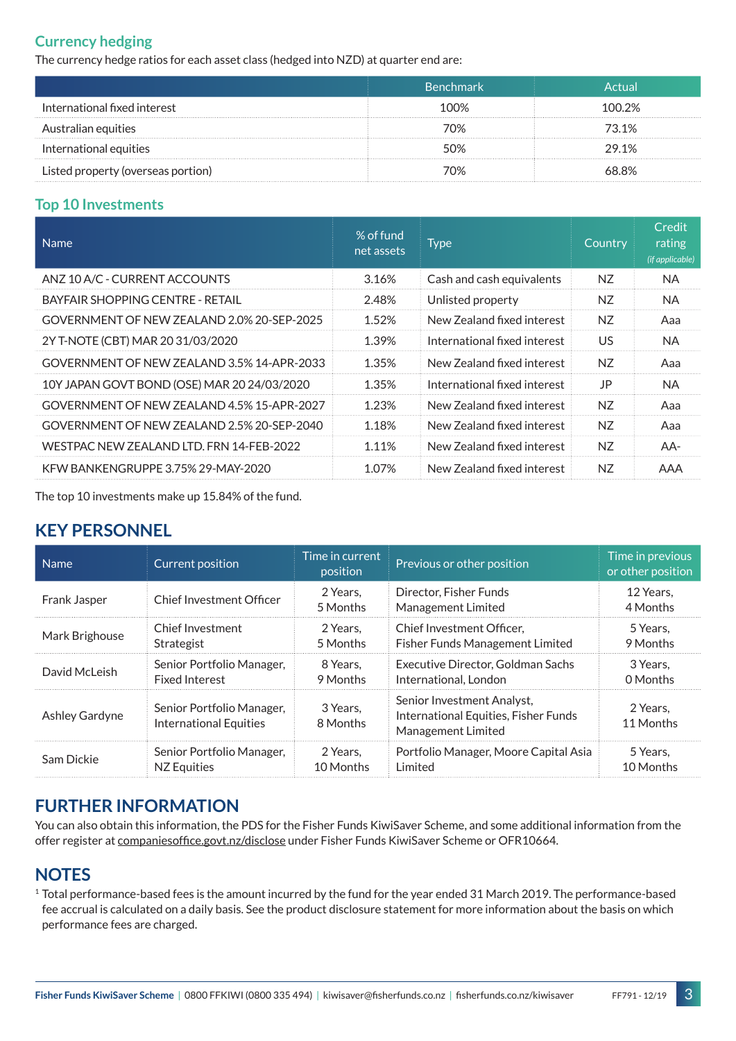## Currency hedging

The currency hedge ratios for each asset class (hedged into NZD) at quarter end are:

| | Benchmark | Actual |
|---|---|---|
| International fixed interest | 100% | 100.2% |
| Australian equities | 70% | 73.1% |
| International equities | 50% | 29.1% |
| Listed property (overseas portion) | 70% | 68.8% |

## Top 10 Investments

| Name | % of fund net assets | Type | Country | Credit rating (if applicable) |
|---|---|---|---|---|
| ANZ 10 A/C - CURRENT ACCOUNTS | 3.16% | Cash and cash equivalents | NZ | NA |
| BAYFAIR SHOPPING CENTRE - RETAIL | 2.48% | Unlisted property | NZ | NA |
| GOVERNMENT OF NEW ZEALAND 2.0% 20-SEP-2025 | 1.52% | New Zealand fixed interest | NZ | Aaa |
| 2Y T-NOTE (CBT) MAR 20 31/03/2020 | 1.39% | International fixed interest | US | NA |
| GOVERNMENT OF NEW ZEALAND 3.5% 14-APR-2033 | 1.35% | New Zealand fixed interest | NZ | Aaa |
| 10Y JAPAN GOVT BOND (OSE) MAR 20 24/03/2020 | 1.35% | International fixed interest | JP | NA |
| GOVERNMENT OF NEW ZEALAND 4.5% 15-APR-2027 | 1.23% | New Zealand fixed interest | NZ | Aaa |
| GOVERNMENT OF NEW ZEALAND 2.5% 20-SEP-2040 | 1.18% | New Zealand fixed interest | NZ | Aaa |
| WESTPAC NEW ZEALAND LTD. FRN 14-FEB-2022 | 1.11% | New Zealand fixed interest | NZ | AA- |
| KFW BANKENGRUPPE 3.75% 29-MAY-2020 | 1.07% | New Zealand fixed interest | NZ | AAA |

The top 10 investments make up 15.84% of the fund.

## KEY PERSONNEL

| Name | Current position | Time in current position | Previous or other position | Time in previous or other position |
|---|---|---|---|---|
| Frank Jasper | Chief Investment Officer | 2 Years, 5 Months | Director, Fisher Funds Management Limited | 12 Years, 4 Months |
| Mark Brighouse | Chief Investment Strategist | 2 Years, 5 Months | Chief Investment Officer, Fisher Funds Management Limited | 5 Years, 9 Months |
| David McLeish | Senior Portfolio Manager, Fixed Interest | 8 Years, 9 Months | Executive Director, Goldman Sachs International, London | 3 Years, 0 Months |
| Ashley Gardyne | Senior Portfolio Manager, International Equities | 3 Years, 8 Months | Senior Investment Analyst, International Equities, Fisher Funds Management Limited | 2 Years, 11 Months |
| Sam Dickie | Senior Portfolio Manager, NZ Equities | 2 Years, 10 Months | Portfolio Manager, Moore Capital Asia Limited | 5 Years, 10 Months |

## FURTHER INFORMATION

You can also obtain this information, the PDS for the Fisher Funds KiwiSaver Scheme, and some additional information from the offer register at companiesoffice.govt.nz/disclose under Fisher Funds KiwiSaver Scheme or OFR10664.

## NOTES

[1] Total performance-based fees is the amount incurred by the fund for the year ended 31 March 2019. The performance-based fee accrual is calculated on a daily basis. See the product disclosure statement for more information about the basis on which performance fees are charged.